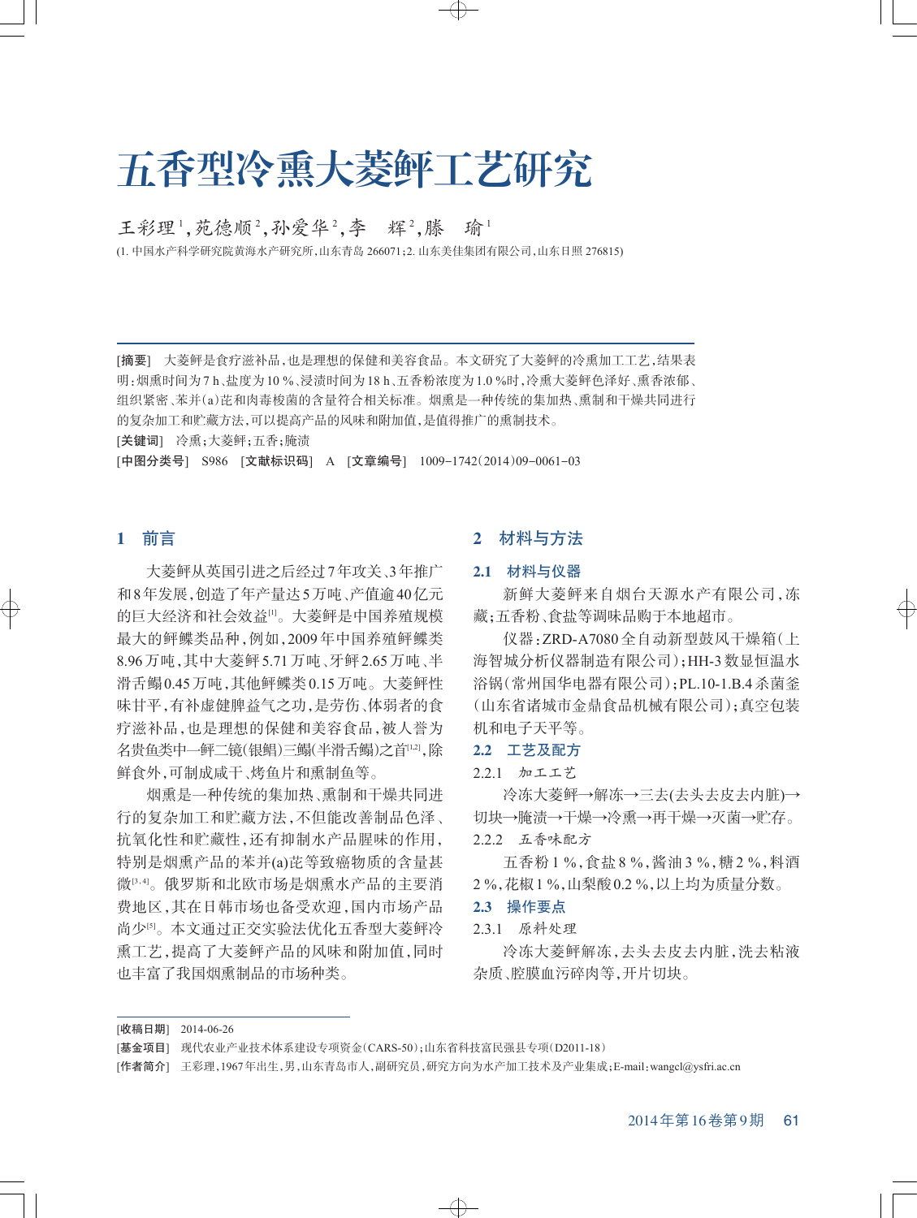# 五香型冷熏大菱鲆工艺研究

王彩理[1],苑德顺[2],孙爱华[2],李 辉[2],滕 瑜[1]

(1. 中国水产科学研究院黄海水产研究所,山东青岛 266071;2. 山东美佳集团有限公司,山东日照 276815)

[摘要] 大菱鲆是食疗滋补品,也是理想的保健和美容食品。本文研究了大菱鲆的冷熏加工工艺,结果表明:烟熏时间为7 h、盐度为10 %、浸渍时间为18 h、五香粉浓度为1.0 %时,冷熏大菱鲆色泽好、熏香浓郁、组织紧密、苯并(a)芘和肉毒梭菌的含量符合相关标准。烟熏是一种传统的集加热、熏制和干燥共同进行的复杂加工和贮藏方法,可以提高产品的风味和附加值,是值得推广的熏制技术。

[关键词] 冷熏;大菱鲆;五香;腌渍

[中图分类号] S986 [文献标识码] A [文章编号] 1009-1742(2014)09-0061-03

## 1 前言

大菱鲆从英国引进之后经过7年攻关、3年推广和8年发展,创造了年产量达5万吨、产值逾40亿元的巨大经济和社会效益[1]。大菱鲆是中国养殖规模最大的鲆鲽类品种,例如,2009年中国养殖鲆鲽类8.96万吨,其中大菱鲆5.71万吨、牙鲆2.65万吨、半滑舌鳎0.45万吨,其他鲆鲽类0.15万吨。大菱鲆性味甘平,有补虚健脾益气之功,是劳伤、体弱者的食疗滋补品,也是理想的保健和美容食品,被人誉为名贵鱼类中—鲆二镜(银鲳)三鳎(半滑舌鳎)之首[1,2],除鲜食外,可制成咸干、烤鱼片和熏制鱼等。

烟熏是一种传统的集加热、熏制和干燥共同进行的复杂加工和贮藏方法,不但能改善制品色泽、抗氧化性和贮藏性,还有抑制水产品腥味的作用,特别是烟熏产品的苯并(a)芘等致癌物质的含量甚微[3,4]。俄罗斯和北欧市场是烟熏水产品的主要消费地区,其在日韩市场也备受欢迎,国内市场产品尚少[5]。本文通过正交实验法优化五香型大菱鲆冷熏工艺,提高了大菱鲆产品的风味和附加值,同时也丰富了我国烟熏制品的市场种类。

## 2 材料与方法

### 2.1 材料与仪器

新鲜大菱鲆来自烟台天源水产有限公司,冻藏;五香粉、食盐等调味品购于本地超市。

仪器:ZRD-A7080全自动新型鼓风干燥箱(上海智城分析仪器制造有限公司);HH-3数显恒温水浴锅(常州国华电器有限公司);PL.10-1.B.4杀菌釜(山东省诸城市金鼎食品机械有限公司);真空包装机和电子天平等。

### 2.2 工艺及配方

#### 2.2.1 加工工艺

冷冻大菱鲆→解冻→三去(去头去皮去内脏)→切块→腌渍→干燥→冷熏→再干燥→灭菌→贮存。

#### 2.2.2 五香味配方

五香粉1 %,食盐8 %,酱油3 %,糖2 %,料酒2 %,花椒1 %,山梨酸0.2 %,以上均为质量分数。

### 2.3 操作要点

#### 2.3.1 原料处理

冷冻大菱鲆解冻,去头去皮去内脏,洗去粘液杂质、腔膜血污碎肉等,开片切块。

---

[收稿日期] 2014-06-26

[基金项目] 现代农业产业技术体系建设专项资金(CARS-50);山东省科技富民强县专项(D2011-18)

[作者简介] 王彩理,1967年出生,男,山东青岛市人,副研究员,研究方向为水产加工技术及产业集成;E-mail:wangcl@ysfri.ac.cn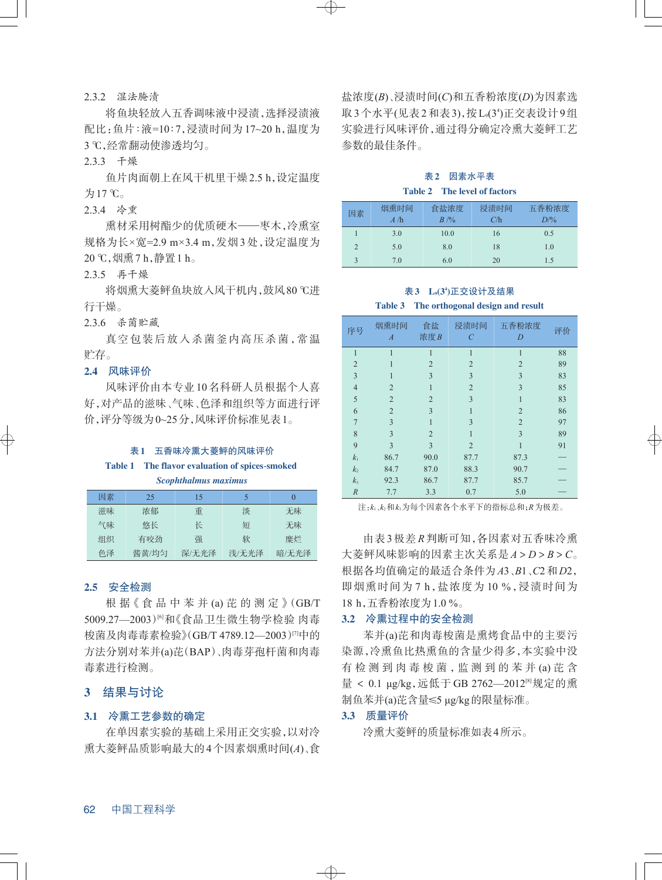#### 2.3.2 湿法腌渍

将鱼块轻放入五香调味液中浸渍，选择浸渍液配比：鱼片∶液=10∶7，浸渍时间为17~20 h，温度为3 ℃，经常翻动使渗透均匀。

#### 2.3.3 干燥

鱼片肉面朝上在风干机里干燥2.5 h，设定温度为17 ℃。

#### 2.3.4 冷熏

熏材采用树酯少的优质硬木——枣木，冷熏室规格为长×宽=2.9 m×3.4 m，发烟3处，设定温度为20 ℃，烟熏7 h，静置1 h。

#### 2.3.5 再干燥

将烟熏大菱鲆鱼块放入风干机内，鼓风80 ℃进行干燥。

#### 2.3.6 杀菌贮藏

真空包装后放入杀菌釜内高压杀菌，常温贮存。

### 2.4 风味评价

风味评价由本专业10名科研人员根据个人喜好，对产品的滋味、气味、色泽和组织等方面进行评价，评分等级为0~25分，风味评价标准见表1。

表1 五香味冷熏大菱鲆的风味评价

Table 1 The flavor evaluation of spices-smoked *Scophthalmus maximus*

| 因素 | 25 | 15 | 5 | 0 |
|---|---|---|---|---|
| 滋味 | 浓郁 | 重 | 淡 | 无味 |
| 气味 | 悠长 | 长 | 短 | 无味 |
| 组织 | 有咬劲 | 强 | 软 | 糜烂 |
| 色泽 | 酱黄/均匀 | 深/无光泽 | 浅/无光泽 | 暗/无光泽 |

### 2.5 安全检测

根据《食品中苯并(a)芘的测定》(GB/T 5009.27—2003)[6]和《食品卫生微生物学检验 肉毒梭菌及肉毒毒素检验》(GB/T 4789.12—2003)[7]中的方法分别对苯并(a)芘(BAP)、肉毒芽孢杆菌和肉毒毒素进行检测。

## 3 结果与讨论

### 3.1 冷熏工艺参数的确定

在单因素实验的基础上采用正交实验，以对冷熏大菱鲆品质影响最大的4个因素烟熏时间($A$)、食盐浓度($B$)、浸渍时间($C$)和五香粉浓度($D$)为因素选取3个水平(见表2和表3)，按$L_9(3^4)$正交表设计9组实验进行风味评价，通过得分确定冷熏大菱鲆工艺参数的最佳条件。

表2 因素水平表

Table 2 The level of factors

| 因素 | 烟熏时间 $A$ /h | 食盐浓度 $B$ /% | 浸渍时间 $C$/h | 五香粉浓度 $D$/% |
|---|---|---|---|---|
| 1 | 3.0 | 10.0 | 16 | 0.5 |
| 2 | 5.0 | 8.0 | 18 | 1.0 |
| 3 | 7.0 | 6.0 | 20 | 1.5 |

表3 $L_9(3^4)$正交设计及结果

Table 3 The orthogonal design and result

| 序号 | 烟熏时间 $A$ | 食盐浓度 $B$ | 浸渍时间 $C$ | 五香粉浓度 $D$ | 评价 |
|---|---|---|---|---|---|
| 1 | 1 | 1 | 1 | 1 | 88 |
| 2 | 1 | 2 | 2 | 2 | 89 |
| 3 | 1 | 3 | 3 | 3 | 83 |
| 4 | 2 | 1 | 2 | 3 | 85 |
| 5 | 2 | 2 | 3 | 1 | 83 |
| 6 | 2 | 3 | 1 | 2 | 86 |
| 7 | 3 | 1 | 3 | 2 | 97 |
| 8 | 3 | 2 | 1 | 3 | 89 |
| 9 | 3 | 3 | 2 | 1 | 91 |
| $k_1$ | 86.7 | 90.0 | 87.7 | 87.3 | — |
| $k_2$ | 84.7 | 87.0 | 88.3 | 90.7 | — |
| $k_3$ | 92.3 | 86.7 | 87.7 | 85.7 | — |
| $R$ | 7.7 | 3.3 | 0.7 | 5.0 | — |

注：$k_1$、$k_2$和$k_3$为每个因素各个水平下的指标总和；$R$为极差。

由表3极差$R$判断可知，各因素对五香味冷熏大菱鲆风味影响的因素主次关系是$A > D > B > C$。根据各均值确定的最适合条件为$A3$、$B1$、$C2$和$D2$，即烟熏时间为7 h，盐浓度为10 %，浸渍时间为18 h，五香粉浓度为1.0 %。

### 3.2 冷熏过程中的安全检测

苯并(a)芘和肉毒梭菌是熏烤食品中的主要污染源，冷熏鱼比热熏鱼的含量少得多，本实验中没有检测到肉毒梭菌，监测到的苯并(a)芘含量 < 0.1 μg/kg，远低于GB 2762—2012[8]规定的熏制鱼苯并(a)芘含量≤5 μg/kg的限量标准。

### 3.3 质量评价

冷熏大菱鲆的质量标准如表4所示。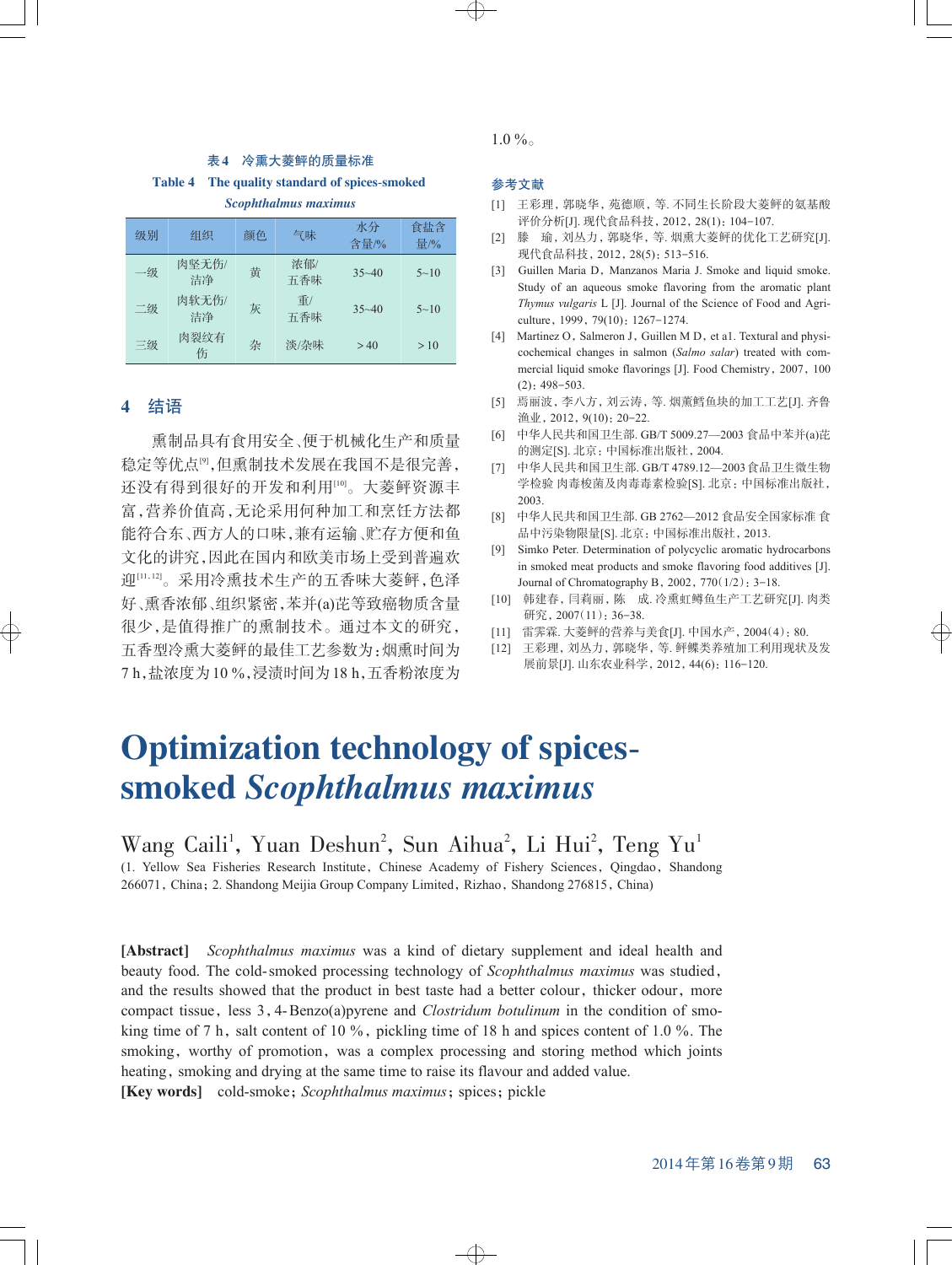表4　冷熏大菱鲆的质量标准

Table 4　The quality standard of spices-smoked *Scophthalmus maximus*

| 级别 | 组织 | 颜色 | 气味 | 水分含量/% | 食盐含量/% |
|---|---|---|---|---|---|
| 一级 | 肉坚无伤/洁净 | 黄 | 浓郁/五香味 | 35~40 | 5~10 |
| 二级 | 肉软无伤/洁净 | 灰 | 重/五香味 | 35~40 | 5~10 |
| 三级 | 肉裂纹有伤 | 杂 | 淡/杂味 | ＞40 | ＞10 |

## 4　结语

熏制品具有食用安全、便于机械化生产和质量稳定等优点[9]，但熏制技术发展在我国不是很完善，还没有得到很好的开发和利用[10]。大菱鲆资源丰富，营养价值高，无论采用何种加工和烹饪方法都能符合东、西方人的口味，兼有运输、贮存方便和鱼文化的讲究，因此在国内和欧美市场上受到普遍欢迎[11,12]。采用冷熏技术生产的五香味大菱鲆，色泽好、熏香浓郁、组织紧密，苯并(a)芘等致癌物质含量很少，是值得推广的熏制技术。通过本文的研究，五香型冷熏大菱鲆的最佳工艺参数为：烟熏时间为7 h，盐浓度为10 %，浸渍时间为18 h，五香粉浓度为1.0 %。

### 参考文献

[1]　王彩理，郭晓华，苑德顺，等. 不同生长阶段大菱鲆的氨基酸评价分析[J]. 现代食品科技，2012，28(1)：104-107.

[2]　滕　瑜，刘丛力，郭晓华，等. 烟熏大菱鲆的优化工艺研究[J]. 现代食品科技，2012，28(5)：513-516.

[3]　Guillen Maria D，Manzanos Maria J. Smoke and liquid smoke. Study of an aqueous smoke flavoring from the aromatic plant *Thymus vulgaris* L [J]. Journal of the Science of Food and Agriculture，1999，79(10)：1267-1274.

[4]　Martinez O，Salmeron J，Guillen M D，et a1. Textural and physicochemical changes in salmon (*Salmo salar*) treated with commercial liquid smoke flavorings [J]. Food Chemistry，2007，100 (2)：498-503.

[5]　焉丽波，李八方，刘云涛，等. 烟薰鳕鱼块的加工工艺[J]. 齐鲁渔业，2012，9(10)：20-22.

[6]　中华人民共和国卫生部. GB/T 5009.27—2003 食品中苯并(a)芘的测定[S]. 北京：中国标准出版社，2004.

[7]　中华人民共和国卫生部. GB/T 4789.12—2003 食品卫生微生物学检验 肉毒梭菌及肉毒毒素检验[S]. 北京：中国标准出版社，2003.

[8]　中华人民共和国卫生部. GB 2762—2012 食品安全国家标准 食品中污染物限量[S]. 北京：中国标准出版社，2013.

[9]　Simko Peter. Determination of polycyclic aromatic hydrocarbons in smoked meat products and smoke flavoring food additives [J]. Journal of Chromatography B，2002，770(1/2)：3-18.

[10]　韩建春，闫莉丽，陈　成. 冷熏虹鳟鱼生产工艺研究[J]. 肉类研究，2007(11)：36-38.

[11]　雷霁霖. 大菱鲆的营养与美食[J]. 中国水产，2004(4)：80.

[12]　王彩理，刘丛力，郭晓华，等. 鲆鲽类养殖加工利用现状及发展前景[J]. 山东农业科学，2012，44(6)：116-120.

# Optimization technology of spices-smoked *Scophthalmus maximus*

Wang Caili[1], Yuan Deshun[2], Sun Aihua[2], Li Hui[2], Teng Yu[1]

(1. Yellow Sea Fisheries Research Institute，Chinese Academy of Fishery Sciences，Qingdao，Shandong 266071，China；2. Shandong Meijia Group Company Limited，Rizhao，Shandong 276815，China)

**[Abstract]**　*Scophthalmus maximus* was a kind of dietary supplement and ideal health and beauty food. The cold-smoked processing technology of *Scophthalmus maximus* was studied，and the results showed that the product in best taste had a better colour，thicker odour，more compact tissue，less 3，4-Benzo(a)pyrene and *Clostridum botulinum* in the condition of smoking time of 7 h，salt content of 10 %，pickling time of 18 h and spices content of 1.0 %. The smoking，worthy of promotion，was a complex processing and storing method which joints heating，smoking and drying at the same time to raise its flavour and added value.

**[Key words]**　cold-smoke；*Scophthalmus maximus*；spices；pickle